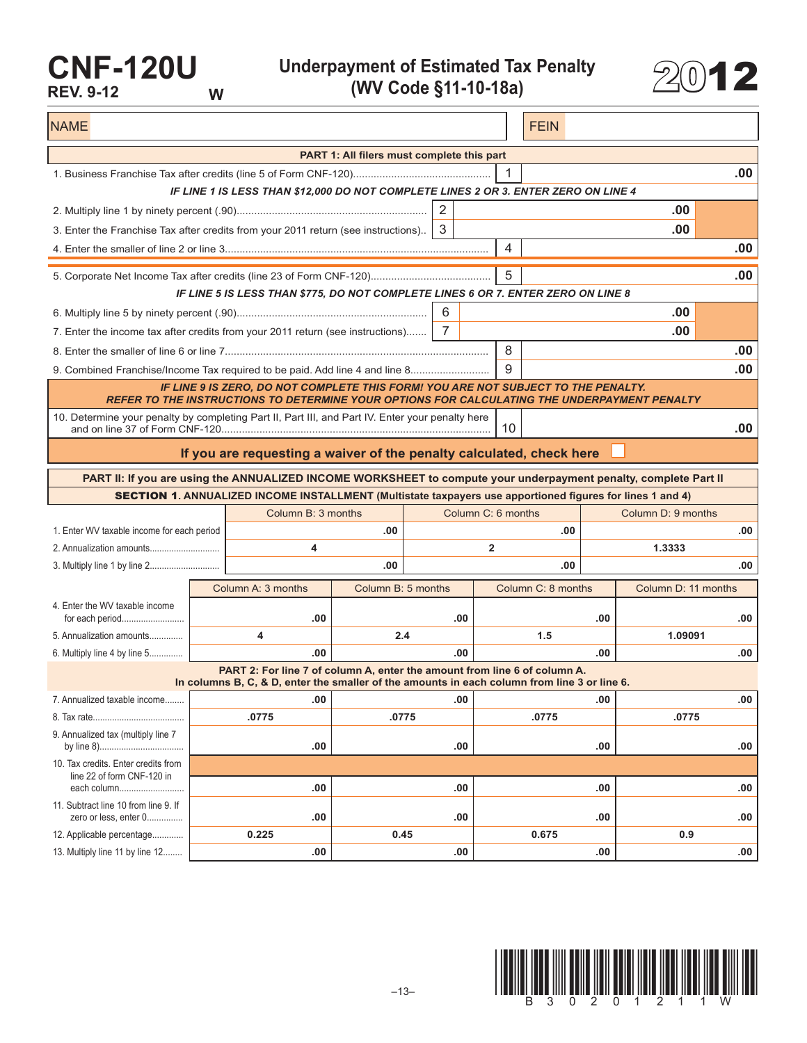# CNF-120U

REV. 9-12 W

## Underpayment of Estimated Tax Penalty (WV Code §11-10-18a)

# 2012

| NAME | | FEIN | |
|---|---|---|---|

### PART 1: All filers must complete this part

| Line | Description | Box | Amount |
|---|---|---|---|
| 1 | Business Franchise Tax after credits (line 5 of Form CNF-120) | 1 | .00 |
| | *IF LINE 1 IS LESS THAN $12,000 DO NOT COMPLETE LINES 2 OR 3. ENTER ZERO ON LINE 4* | | |
| 2 | Multiply line 1 by ninety percent (.90) | 2 | .00 |
| 3 | Enter the Franchise Tax after credits from your 2011 return (see instructions) | 3 | .00 |
| 4 | Enter the smaller of line 2 or line 3 | 4 | .00 |
| 5 | Corporate Net Income Tax after credits (line 23 of Form CNF-120) | 5 | .00 |
| | *IF LINE 5 IS LESS THAN $775, DO NOT COMPLETE LINES 6 OR 7. ENTER ZERO ON LINE 8* | | |
| 6 | Multiply line 5 by ninety percent (.90) | 6 | .00 |
| 7 | Enter the income tax after credits from your 2011 return (see instructions) | 7 | .00 |
| 8 | Enter the smaller of line 6 or line 7 | 8 | .00 |
| 9 | Combined Franchise/Income Tax required to be paid. Add line 4 and line 8 | 9 | .00 |

***IF LINE 9 IS ZERO, DO NOT COMPLETE THIS FORM! YOU ARE NOT SUBJECT TO THE PENALTY. REFER TO THE INSTRUCTIONS TO DETERMINE YOUR OPTIONS FOR CALCULATING THE UNDERPAYMENT PENALTY***

| Line | Description | Box | Amount |
|---|---|---|---|
| 10 | Determine your penalty by completing Part II, Part III, and Part IV. Enter your penalty here and on line 37 of Form CNF-120 | 10 | .00 |

**If you are requesting a waiver of the penalty calculated, check here** ☐

### PART II: If you are using the ANNUALIZED INCOME WORKSHEET to compute your underpayment penalty, complete Part II

**SECTION 1. ANNUALIZED INCOME INSTALLMENT (Multistate taxpayers use apportioned figures for lines 1 and 4)**

| | Column B: 3 months | Column C: 6 months | Column D: 9 months |
|---|---|---|---|
| 1. Enter WV taxable income for each period | .00 | .00 | .00 |
| 2. Annualization amounts | 4 | 2 | 1.3333 |
| 3. Multiply line 1 by line 2 | .00 | .00 | .00 |

| | Column A: 3 months | Column B: 5 months | Column C: 8 months | Column D: 11 months |
|---|---|---|---|---|
| 4. Enter the WV taxable income for each period | .00 | .00 | .00 | .00 |
| 5. Annualization amounts | 4 | 2.4 | 1.5 | 1.09091 |
| 6. Multiply line 4 by line 5 | .00 | .00 | .00 | .00 |

**PART 2: For line 7 of column A, enter the amount from line 6 of column A. In columns B, C, & D, enter the smaller of the amounts in each column from line 3 or line 6.**

| | Column A | Column B | Column C | Column D |
|---|---|---|---|---|
| 7. Annualized taxable income | .00 | .00 | .00 | .00 |
| 8. Tax rate | .0775 | .0775 | .0775 | .0775 |
| 9. Annualized tax (multiply line 7 by line 8) | .00 | .00 | .00 | .00 |
| 10. Tax credits. Enter credits from line 22 of form CNF-120 in each column | .00 | .00 | .00 | .00 |
| 11. Subtract line 10 from line 9. If zero or less, enter 0 | .00 | .00 | .00 | .00 |
| 12. Applicable percentage | 0.225 | 0.45 | 0.675 | 0.9 |
| 13. Multiply line 11 by line 12 | .00 | .00 | .00 | .00 |

B 3 0 2 0 1 2 1 1 W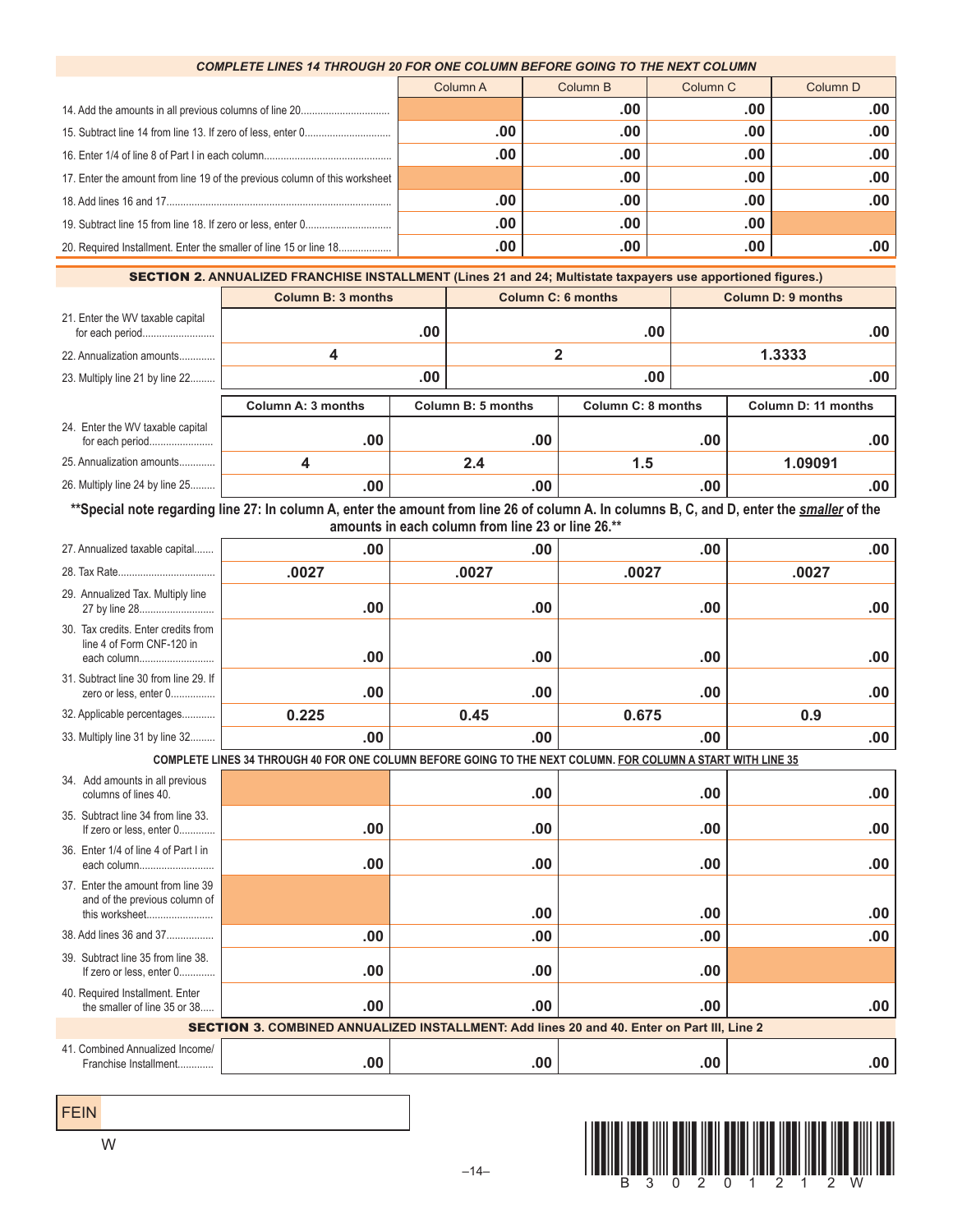**COMPLETE LINES 14 THROUGH 20 FOR ONE COLUMN BEFORE GOING TO THE NEXT COLUMN**

| | Column A | Column B | Column C | Column D |
|---|---|---|---|---|
| 14. Add the amounts in all previous columns of line 20 | | .00 | .00 | .00 |
| 15. Subtract line 14 from line 13. If zero of less, enter 0 | .00 | .00 | .00 | .00 |
| 16. Enter 1/4 of line 8 of Part I in each column | .00 | .00 | .00 | .00 |
| 17. Enter the amount from line 19 of the previous column of this worksheet | | .00 | .00 | .00 |
| 18. Add lines 16 and 17 | .00 | .00 | .00 | .00 |
| 19. Subtract line 15 from line 18. If zero or less, enter 0 | .00 | .00 | .00 | |
| 20. Required Installment. Enter the smaller of line 15 or line 18 | .00 | .00 | .00 | .00 |

**SECTION 2. ANNUALIZED FRANCHISE INSTALLMENT (Lines 21 and 24; Multistate taxpayers use apportioned figures.)**

| | Column B: 3 months | Column C: 6 months | Column D: 9 months |
|---|---|---|---|
| 21. Enter the WV taxable capital for each period | .00 | .00 | .00 |
| 22. Annualization amounts | 4 | 2 | 1.3333 |
| 23. Multiply line 21 by line 22 | .00 | .00 | .00 |

| | Column A: 3 months | Column B: 5 months | Column C: 8 months | Column D: 11 months |
|---|---|---|---|---|
| 24. Enter the WV taxable capital for each period | .00 | .00 | .00 | .00 |
| 25. Annualization amounts | 4 | 2.4 | 1.5 | 1.09091 |
| 26. Multiply line 24 by line 25 | .00 | .00 | .00 | .00 |

**\*\*Special note regarding line 27: In column A, enter the amount from line 26 of column A. In columns B, C, and D, enter the *smaller* of the amounts in each column from line 23 or line 26.\*\***

| | Column A | Column B | Column C | Column D |
|---|---|---|---|---|
| 27. Annualized taxable capital | .00 | .00 | .00 | .00 |
| 28. Tax Rate | .0027 | .0027 | .0027 | .0027 |
| 29. Annualized Tax. Multiply line 27 by line 28 | .00 | .00 | .00 | .00 |
| 30. Tax credits. Enter credits from line 4 of Form CNF-120 in each column | .00 | .00 | .00 | .00 |
| 31. Subtract line 30 from line 29. If zero or less, enter 0 | .00 | .00 | .00 | .00 |
| 32. Applicable percentages | 0.225 | 0.45 | 0.675 | 0.9 |
| 33. Multiply line 31 by line 32 | .00 | .00 | .00 | .00 |

**COMPLETE LINES 34 THROUGH 40 FOR ONE COLUMN BEFORE GOING TO THE NEXT COLUMN. FOR COLUMN A START WITH LINE 35**

| | Column A | Column B | Column C | Column D |
|---|---|---|---|---|
| 34. Add amounts in all previous columns of lines 40. | | .00 | .00 | .00 |
| 35. Subtract line 34 from line 33. If zero or less, enter 0 | .00 | .00 | .00 | .00 |
| 36. Enter 1/4 of line 4 of Part I in each column | .00 | .00 | .00 | .00 |
| 37. Enter the amount from line 39 and of the previous column of this worksheet | | .00 | .00 | .00 |
| 38. Add lines 36 and 37 | .00 | .00 | .00 | .00 |
| 39. Subtract line 35 from line 38. If zero or less, enter 0 | .00 | .00 | .00 | |
| 40. Required Installment. Enter the smaller of line 35 or 38 | .00 | .00 | .00 | .00 |

**SECTION 3. COMBINED ANNUALIZED INSTALLMENT: Add lines 20 and 40. Enter on Part III, Line 2**

| | Column A | Column B | Column C | Column D |
|---|---|---|---|---|
| 41. Combined Annualized Income/ Franchise Installment | .00 | .00 | .00 | .00 |

FEIN

W

B 3 0 2 0 1 2 1 2 W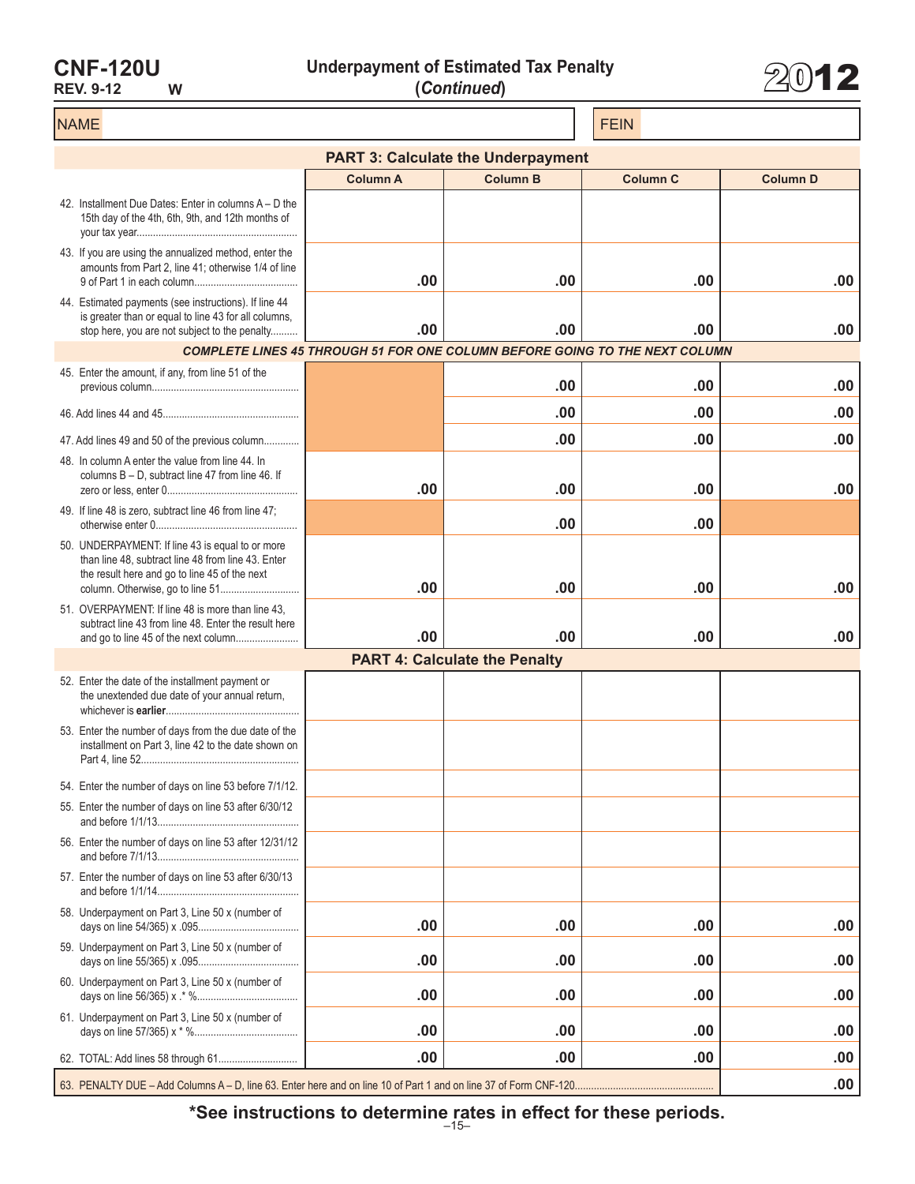**CNF-120U**
**REV. 9-12** **W**

## Underpayment of Estimated Tax Penalty (*Continued*)

**2012**

| NAME | FEIN |
|---|---|
| | |

### PART 3: Calculate the Underpayment

| | Column A | Column B | Column C | Column D |
|---|---|---|---|---|
| 42. Installment Due Dates: Enter in columns A – D the 15th day of the 4th, 6th, 9th, and 12th months of your tax year | | | | |
| 43. If you are using the annualized method, enter the amounts from Part 2, line 41; otherwise 1/4 of line 9 of Part 1 in each column | .00 | .00 | .00 | .00 |
| 44. Estimated payments (see instructions). If line 44 is greater than or equal to line 43 for all columns, stop here, you are not subject to the penalty | .00 | .00 | .00 | .00 |
| ***COMPLETE LINES 45 THROUGH 51 FOR ONE COLUMN BEFORE GOING TO THE NEXT COLUMN*** | | | | |
| 45. Enter the amount, if any, from line 51 of the previous column | | .00 | .00 | .00 |
| 46. Add lines 44 and 45 | | .00 | .00 | .00 |
| 47. Add lines 49 and 50 of the previous column | | .00 | .00 | .00 |
| 48. In column A enter the value from line 44. In columns B – D, subtract line 47 from line 46. If zero or less, enter 0 | .00 | .00 | .00 | .00 |
| 49. If line 48 is zero, subtract line 46 from line 47; otherwise enter 0 | | .00 | .00 | |
| 50. UNDERPAYMENT: If line 43 is equal to or more than line 48, subtract line 48 from line 43. Enter the result here and go to line 45 of the next column. Otherwise, go to line 51 | .00 | .00 | .00 | .00 |
| 51. OVERPAYMENT: If line 48 is more than line 43, subtract line 43 from line 48. Enter the result here and go to line 45 of the next column | .00 | .00 | .00 | .00 |

### PART 4: Calculate the Penalty

| | Column A | Column B | Column C | Column D |
|---|---|---|---|---|
| 52. Enter the date of the installment payment or the unextended due date of your annual return, whichever is **earlier** | | | | |
| 53. Enter the number of days from the due date of the installment on Part 3, line 42 to the date shown on Part 4, line 52 | | | | |
| 54. Enter the number of days on line 53 before 7/1/12. | | | | |
| 55. Enter the number of days on line 53 after 6/30/12 and before 1/1/13 | | | | |
| 56. Enter the number of days on line 53 after 12/31/12 and before 7/1/13 | | | | |
| 57. Enter the number of days on line 53 after 6/30/13 and before 1/1/14 | | | | |
| 58. Underpayment on Part 3, Line 50 x (number of days on line 54/365) x .095 | .00 | .00 | .00 | .00 |
| 59. Underpayment on Part 3, Line 50 x (number of days on line 55/365) x .095 | .00 | .00 | .00 | .00 |
| 60. Underpayment on Part 3, Line 50 x (number of days on line 56/365) x .* % | .00 | .00 | .00 | .00 |
| 61. Underpayment on Part 3, Line 50 x (number of days on line 57/365) x * % | .00 | .00 | .00 | .00 |
| 62. TOTAL: Add lines 58 through 61 | .00 | .00 | .00 | .00 |

63. PENALTY DUE – Add Columns A – D, line 63. Enter here and on line 10 of Part 1 and on line 37 of Form CNF-120 .00

**\*See instructions to determine rates in effect for these periods.**